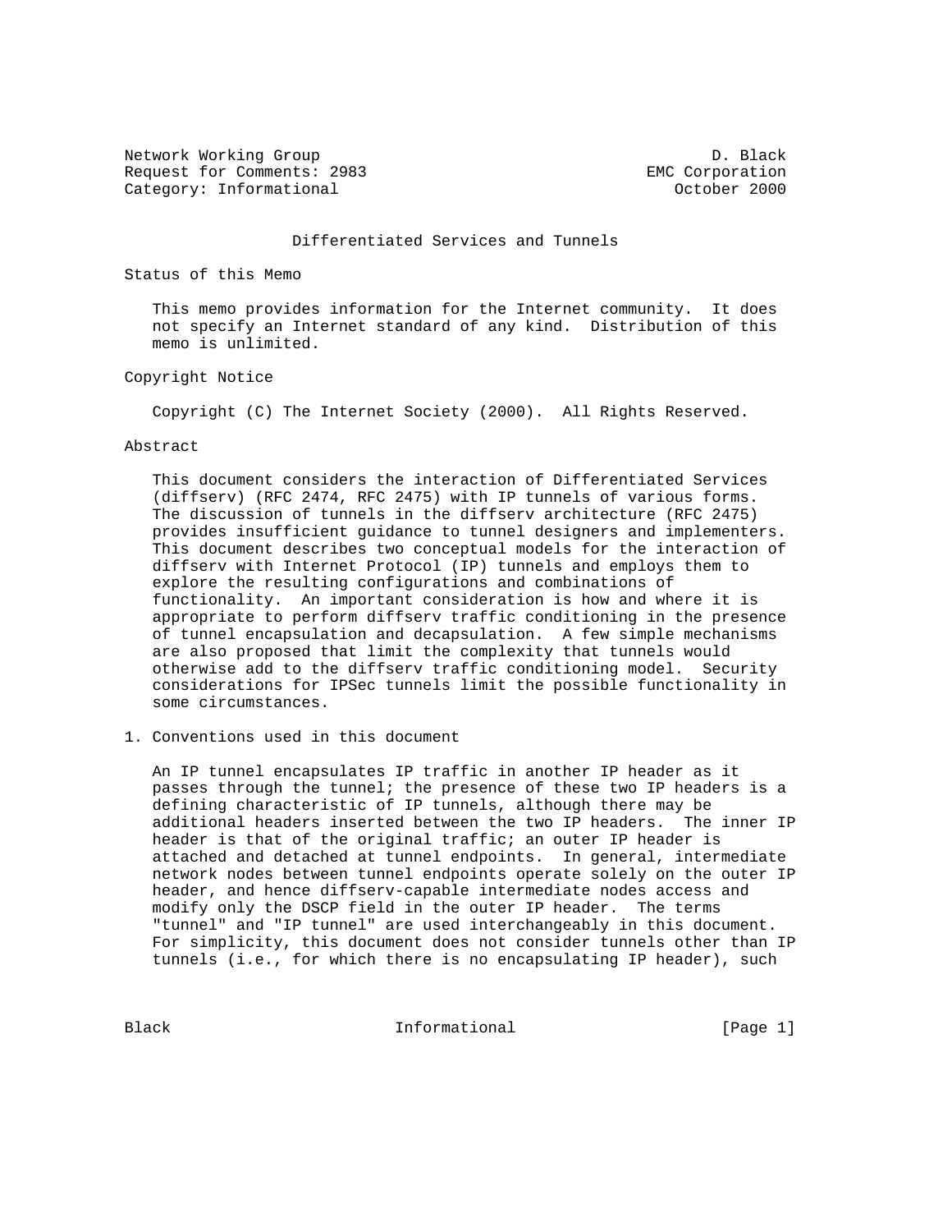Network Working Group D. Black
Request for Comments: 2983 EMC Corporation
Category: Informational October 2000

# Differentiated Services and Tunnels

## Status of this Memo

This memo provides information for the Internet community. It does not specify an Internet standard of any kind. Distribution of this memo is unlimited.

## Copyright Notice

Copyright (C) The Internet Society (2000). All Rights Reserved.

## Abstract

This document considers the interaction of Differentiated Services (diffserv) (RFC 2474, RFC 2475) with IP tunnels of various forms. The discussion of tunnels in the diffserv architecture (RFC 2475) provides insufficient guidance to tunnel designers and implementers. This document describes two conceptual models for the interaction of diffserv with Internet Protocol (IP) tunnels and employs them to explore the resulting configurations and combinations of functionality. An important consideration is how and where it is appropriate to perform diffserv traffic conditioning in the presence of tunnel encapsulation and decapsulation. A few simple mechanisms are also proposed that limit the complexity that tunnels would otherwise add to the diffserv traffic conditioning model. Security considerations for IPSec tunnels limit the possible functionality in some circumstances.

## 1. Conventions used in this document

An IP tunnel encapsulates IP traffic in another IP header as it passes through the tunnel; the presence of these two IP headers is a defining characteristic of IP tunnels, although there may be additional headers inserted between the two IP headers. The inner IP header is that of the original traffic; an outer IP header is attached and detached at tunnel endpoints. In general, intermediate network nodes between tunnel endpoints operate solely on the outer IP header, and hence diffserv-capable intermediate nodes access and modify only the DSCP field in the outer IP header. The terms "tunnel" and "IP tunnel" are used interchangeably in this document. For simplicity, this document does not consider tunnels other than IP tunnels (i.e., for which there is no encapsulating IP header), such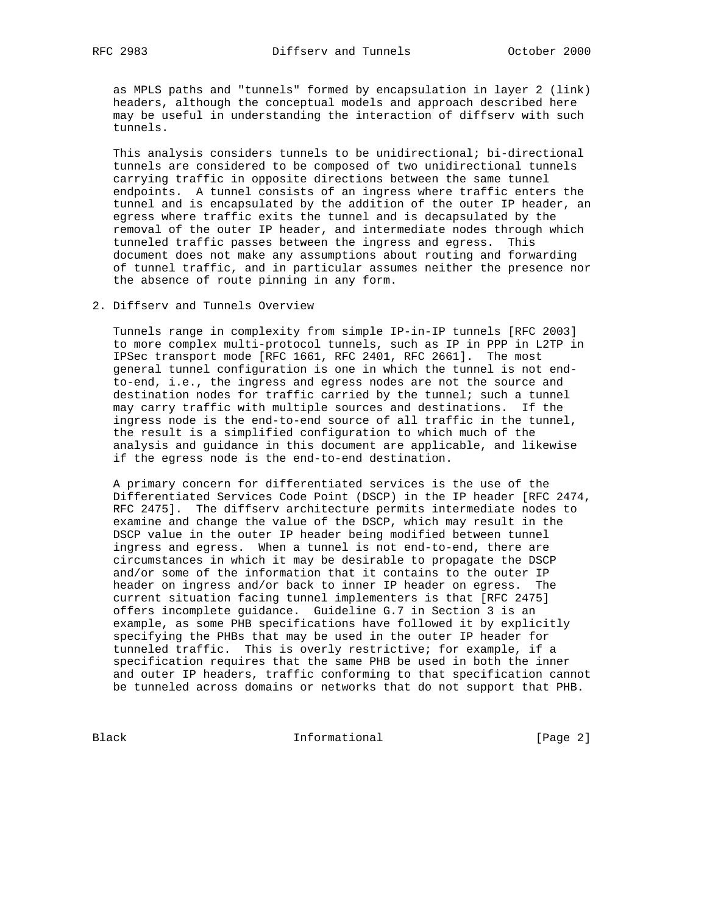as MPLS paths and "tunnels" formed by encapsulation in layer 2 (link) headers, although the conceptual models and approach described here may be useful in understanding the interaction of diffserv with such tunnels.

This analysis considers tunnels to be unidirectional; bi-directional tunnels are considered to be composed of two unidirectional tunnels carrying traffic in opposite directions between the same tunnel endpoints. A tunnel consists of an ingress where traffic enters the tunnel and is encapsulated by the addition of the outer IP header, an egress where traffic exits the tunnel and is decapsulated by the removal of the outer IP header, and intermediate nodes through which tunneled traffic passes between the ingress and egress. This document does not make any assumptions about routing and forwarding of tunnel traffic, and in particular assumes neither the presence nor the absence of route pinning in any form.

## 2. Diffserv and Tunnels Overview

Tunnels range in complexity from simple IP-in-IP tunnels [RFC 2003] to more complex multi-protocol tunnels, such as IP in PPP in L2TP in IPSec transport mode [RFC 1661, RFC 2401, RFC 2661]. The most general tunnel configuration is one in which the tunnel is not end-to-end, i.e., the ingress and egress nodes are not the source and destination nodes for traffic carried by the tunnel; such a tunnel may carry traffic with multiple sources and destinations. If the ingress node is the end-to-end source of all traffic in the tunnel, the result is a simplified configuration to which much of the analysis and guidance in this document are applicable, and likewise if the egress node is the end-to-end destination.

A primary concern for differentiated services is the use of the Differentiated Services Code Point (DSCP) in the IP header [RFC 2474, RFC 2475]. The diffserv architecture permits intermediate nodes to examine and change the value of the DSCP, which may result in the DSCP value in the outer IP header being modified between tunnel ingress and egress. When a tunnel is not end-to-end, there are circumstances in which it may be desirable to propagate the DSCP and/or some of the information that it contains to the outer IP header on ingress and/or back to inner IP header on egress. The current situation facing tunnel implementers is that [RFC 2475] offers incomplete guidance. Guideline G.7 in Section 3 is an example, as some PHB specifications have followed it by explicitly specifying the PHBs that may be used in the outer IP header for tunneled traffic. This is overly restrictive; for example, if a specification requires that the same PHB be used in both the inner and outer IP headers, traffic conforming to that specification cannot be tunneled across domains or networks that do not support that PHB.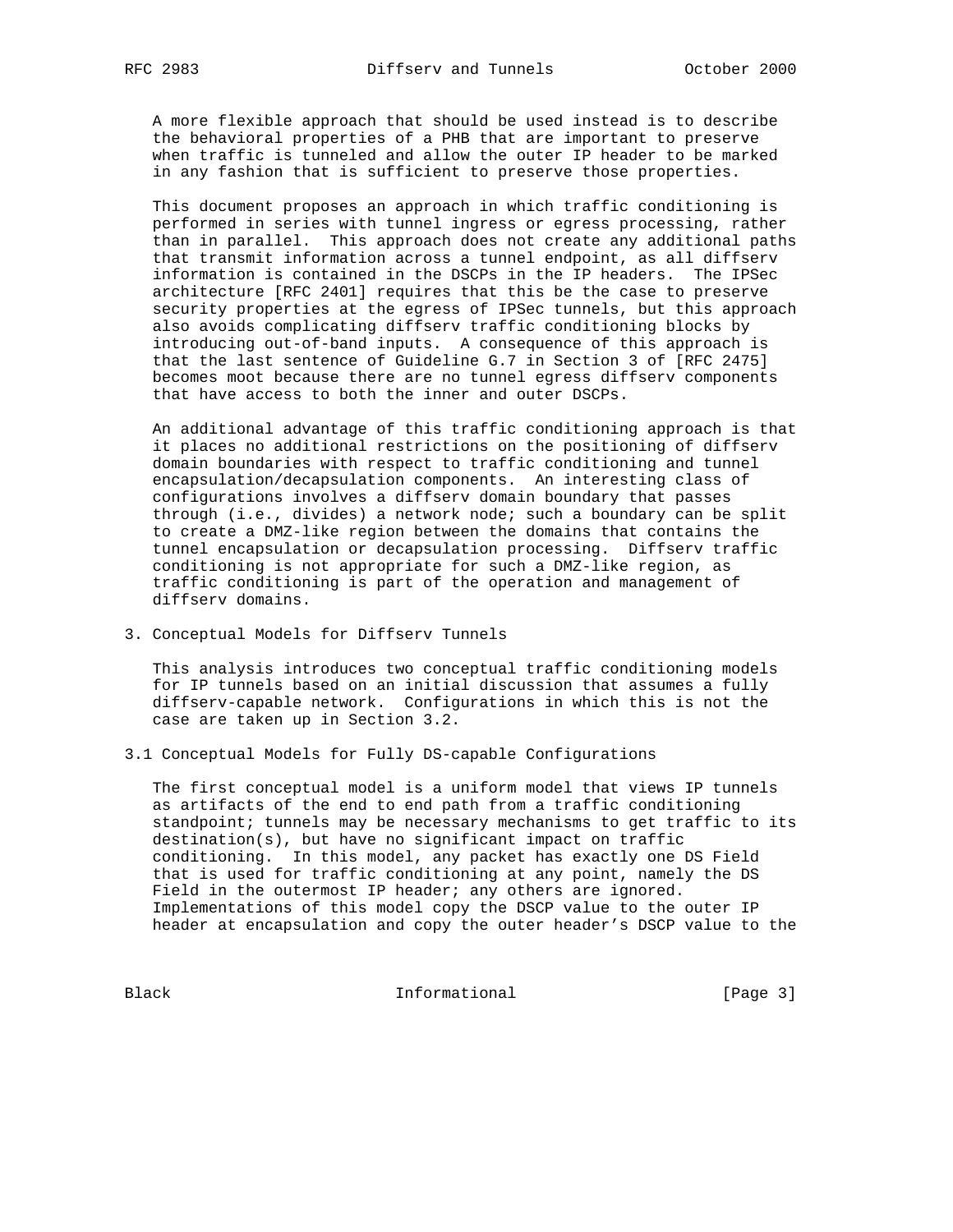A more flexible approach that should be used instead is to describe the behavioral properties of a PHB that are important to preserve when traffic is tunneled and allow the outer IP header to be marked in any fashion that is sufficient to preserve those properties.

This document proposes an approach in which traffic conditioning is performed in series with tunnel ingress or egress processing, rather than in parallel. This approach does not create any additional paths that transmit information across a tunnel endpoint, as all diffserv information is contained in the DSCPs in the IP headers. The IPSec architecture [RFC 2401] requires that this be the case to preserve security properties at the egress of IPSec tunnels, but this approach also avoids complicating diffserv traffic conditioning blocks by introducing out-of-band inputs. A consequence of this approach is that the last sentence of Guideline G.7 in Section 3 of [RFC 2475] becomes moot because there are no tunnel egress diffserv components that have access to both the inner and outer DSCPs.

An additional advantage of this traffic conditioning approach is that it places no additional restrictions on the positioning of diffserv domain boundaries with respect to traffic conditioning and tunnel encapsulation/decapsulation components. An interesting class of configurations involves a diffserv domain boundary that passes through (i.e., divides) a network node; such a boundary can be split to create a DMZ-like region between the domains that contains the tunnel encapsulation or decapsulation processing. Diffserv traffic conditioning is not appropriate for such a DMZ-like region, as traffic conditioning is part of the operation and management of diffserv domains.

## 3. Conceptual Models for Diffserv Tunnels

This analysis introduces two conceptual traffic conditioning models for IP tunnels based on an initial discussion that assumes a fully diffserv-capable network. Configurations in which this is not the case are taken up in Section 3.2.

### 3.1 Conceptual Models for Fully DS-capable Configurations

The first conceptual model is a uniform model that views IP tunnels as artifacts of the end to end path from a traffic conditioning standpoint; tunnels may be necessary mechanisms to get traffic to its destination(s), but have no significant impact on traffic conditioning. In this model, any packet has exactly one DS Field that is used for traffic conditioning at any point, namely the DS Field in the outermost IP header; any others are ignored. Implementations of this model copy the DSCP value to the outer IP header at encapsulation and copy the outer header's DSCP value to the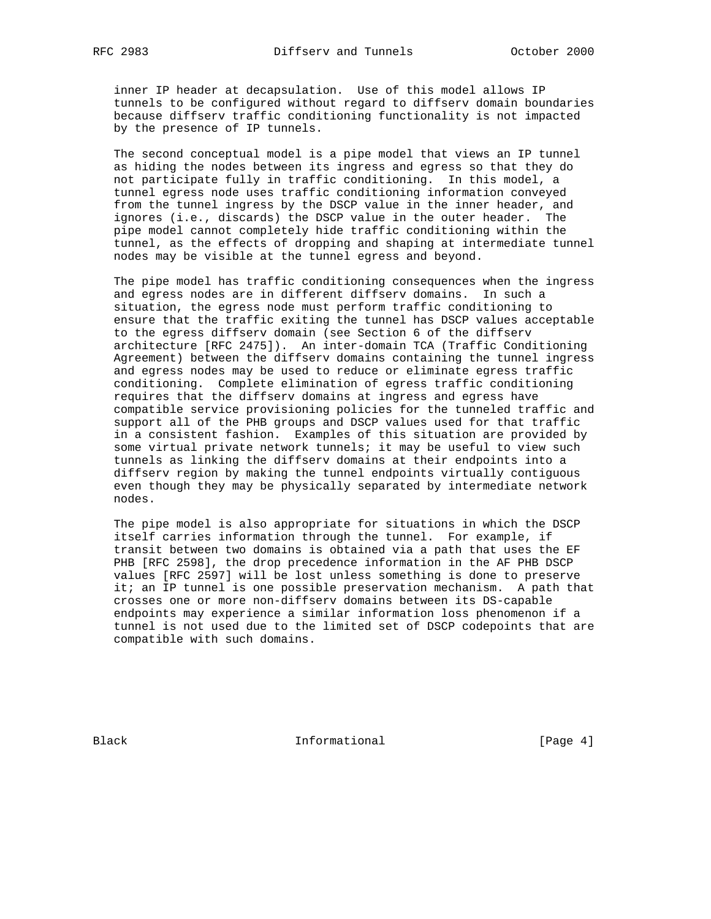inner IP header at decapsulation. Use of this model allows IP tunnels to be configured without regard to diffserv domain boundaries because diffserv traffic conditioning functionality is not impacted by the presence of IP tunnels.

The second conceptual model is a pipe model that views an IP tunnel as hiding the nodes between its ingress and egress so that they do not participate fully in traffic conditioning. In this model, a tunnel egress node uses traffic conditioning information conveyed from the tunnel ingress by the DSCP value in the inner header, and ignores (i.e., discards) the DSCP value in the outer header. The pipe model cannot completely hide traffic conditioning within the tunnel, as the effects of dropping and shaping at intermediate tunnel nodes may be visible at the tunnel egress and beyond.

The pipe model has traffic conditioning consequences when the ingress and egress nodes are in different diffserv domains. In such a situation, the egress node must perform traffic conditioning to ensure that the traffic exiting the tunnel has DSCP values acceptable to the egress diffserv domain (see Section 6 of the diffserv architecture [RFC 2475]). An inter-domain TCA (Traffic Conditioning Agreement) between the diffserv domains containing the tunnel ingress and egress nodes may be used to reduce or eliminate egress traffic conditioning. Complete elimination of egress traffic conditioning requires that the diffserv domains at ingress and egress have compatible service provisioning policies for the tunneled traffic and support all of the PHB groups and DSCP values used for that traffic in a consistent fashion. Examples of this situation are provided by some virtual private network tunnels; it may be useful to view such tunnels as linking the diffserv domains at their endpoints into a diffserv region by making the tunnel endpoints virtually contiguous even though they may be physically separated by intermediate network nodes.

The pipe model is also appropriate for situations in which the DSCP itself carries information through the tunnel. For example, if transit between two domains is obtained via a path that uses the EF PHB [RFC 2598], the drop precedence information in the AF PHB DSCP values [RFC 2597] will be lost unless something is done to preserve it; an IP tunnel is one possible preservation mechanism. A path that crosses one or more non-diffserv domains between its DS-capable endpoints may experience a similar information loss phenomenon if a tunnel is not used due to the limited set of DSCP codepoints that are compatible with such domains.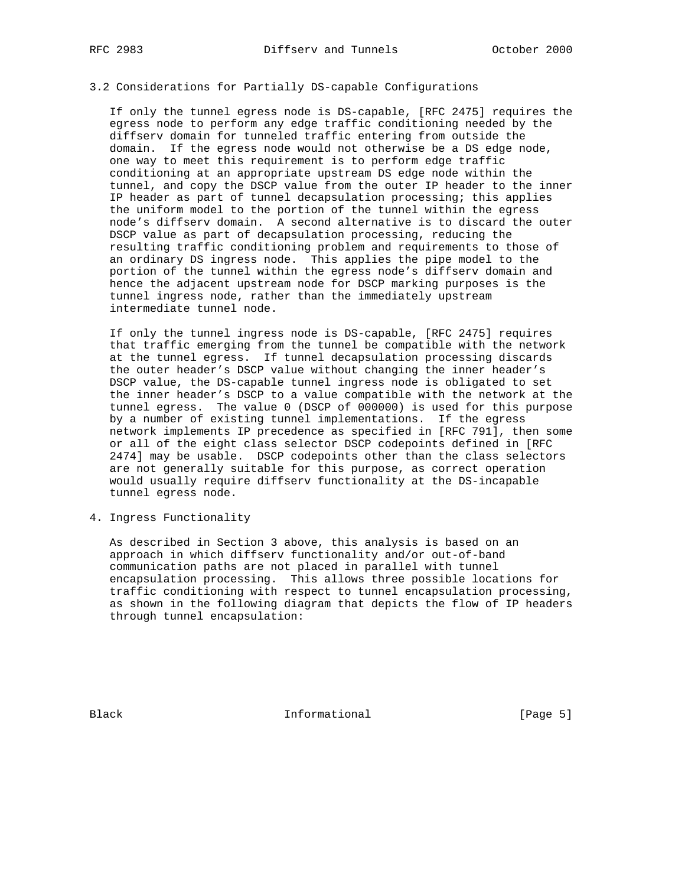### 3.2 Considerations for Partially DS-capable Configurations

If only the tunnel egress node is DS-capable, [RFC 2475] requires the egress node to perform any edge traffic conditioning needed by the diffserv domain for tunneled traffic entering from outside the domain. If the egress node would not otherwise be a DS edge node, one way to meet this requirement is to perform edge traffic conditioning at an appropriate upstream DS edge node within the tunnel, and copy the DSCP value from the outer IP header to the inner IP header as part of tunnel decapsulation processing; this applies the uniform model to the portion of the tunnel within the egress node's diffserv domain. A second alternative is to discard the outer DSCP value as part of decapsulation processing, reducing the resulting traffic conditioning problem and requirements to those of an ordinary DS ingress node. This applies the pipe model to the portion of the tunnel within the egress node's diffserv domain and hence the adjacent upstream node for DSCP marking purposes is the tunnel ingress node, rather than the immediately upstream intermediate tunnel node.

If only the tunnel ingress node is DS-capable, [RFC 2475] requires that traffic emerging from the tunnel be compatible with the network at the tunnel egress. If tunnel decapsulation processing discards the outer header's DSCP value without changing the inner header's DSCP value, the DS-capable tunnel ingress node is obligated to set the inner header's DSCP to a value compatible with the network at the tunnel egress. The value 0 (DSCP of 000000) is used for this purpose by a number of existing tunnel implementations. If the egress network implements IP precedence as specified in [RFC 791], then some or all of the eight class selector DSCP codepoints defined in [RFC 2474] may be usable. DSCP codepoints other than the class selectors are not generally suitable for this purpose, as correct operation would usually require diffserv functionality at the DS-incapable tunnel egress node.

## 4. Ingress Functionality

As described in Section 3 above, this analysis is based on an approach in which diffserv functionality and/or out-of-band communication paths are not placed in parallel with tunnel encapsulation processing. This allows three possible locations for traffic conditioning with respect to tunnel encapsulation processing, as shown in the following diagram that depicts the flow of IP headers through tunnel encapsulation: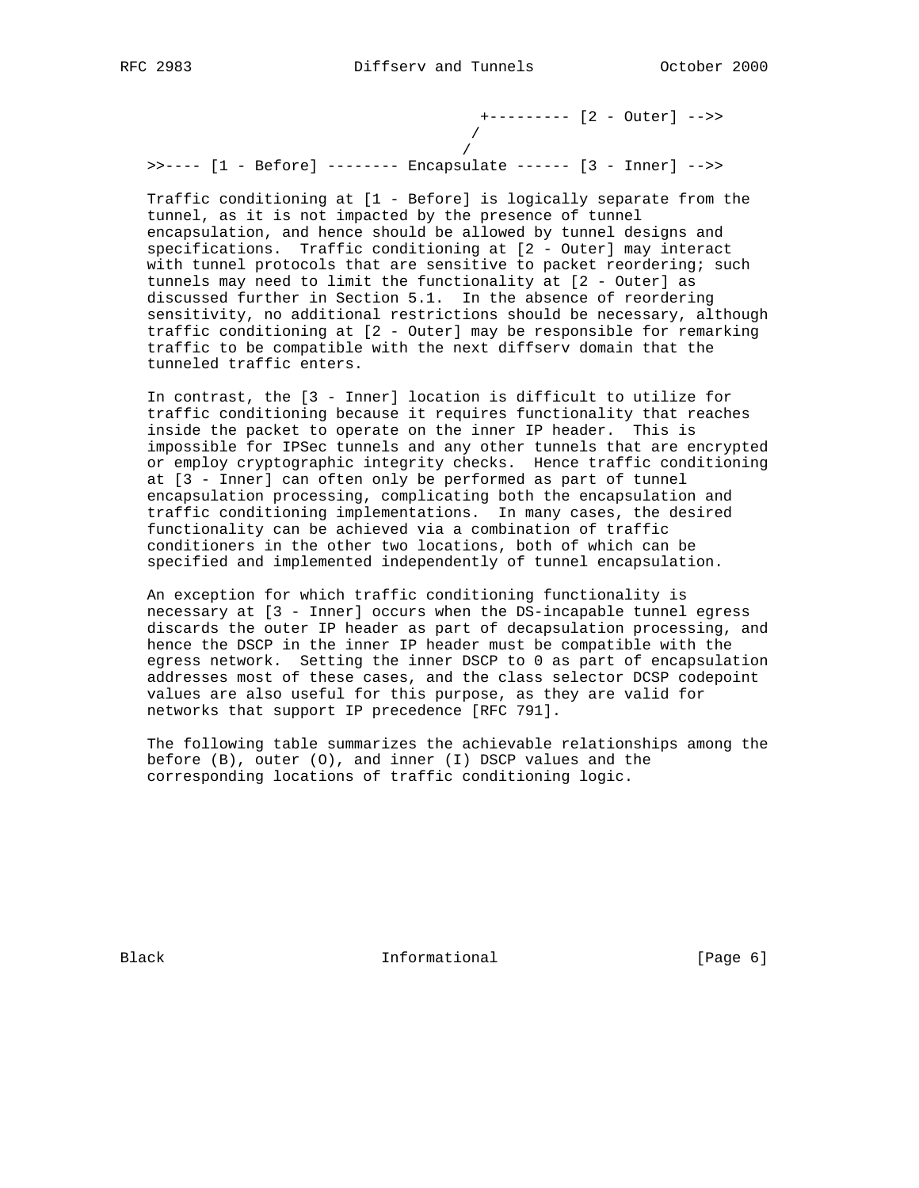```
                                +--------- [2 - Outer] -->>
                               /
                              /
>>---- [1 - Before] -------- Encapsulate ------ [3 - Inner] -->>
```

Traffic conditioning at [1 - Before] is logically separate from the tunnel, as it is not impacted by the presence of tunnel encapsulation, and hence should be allowed by tunnel designs and specifications. Traffic conditioning at [2 - Outer] may interact with tunnel protocols that are sensitive to packet reordering; such tunnels may need to limit the functionality at [2 - Outer] as discussed further in Section 5.1. In the absence of reordering sensitivity, no additional restrictions should be necessary, although traffic conditioning at [2 - Outer] may be responsible for remarking traffic to be compatible with the next diffserv domain that the tunneled traffic enters.

In contrast, the [3 - Inner] location is difficult to utilize for traffic conditioning because it requires functionality that reaches inside the packet to operate on the inner IP header. This is impossible for IPSec tunnels and any other tunnels that are encrypted or employ cryptographic integrity checks. Hence traffic conditioning at [3 - Inner] can often only be performed as part of tunnel encapsulation processing, complicating both the encapsulation and traffic conditioning implementations. In many cases, the desired functionality can be achieved via a combination of traffic conditioners in the other two locations, both of which can be specified and implemented independently of tunnel encapsulation.

An exception for which traffic conditioning functionality is necessary at [3 - Inner] occurs when the DS-incapable tunnel egress discards the outer IP header as part of decapsulation processing, and hence the DSCP in the inner IP header must be compatible with the egress network. Setting the inner DSCP to 0 as part of encapsulation addresses most of these cases, and the class selector DCSP codepoint values are also useful for this purpose, as they are valid for networks that support IP precedence [RFC 791].

The following table summarizes the achievable relationships among the before (B), outer (O), and inner (I) DSCP values and the corresponding locations of traffic conditioning logic.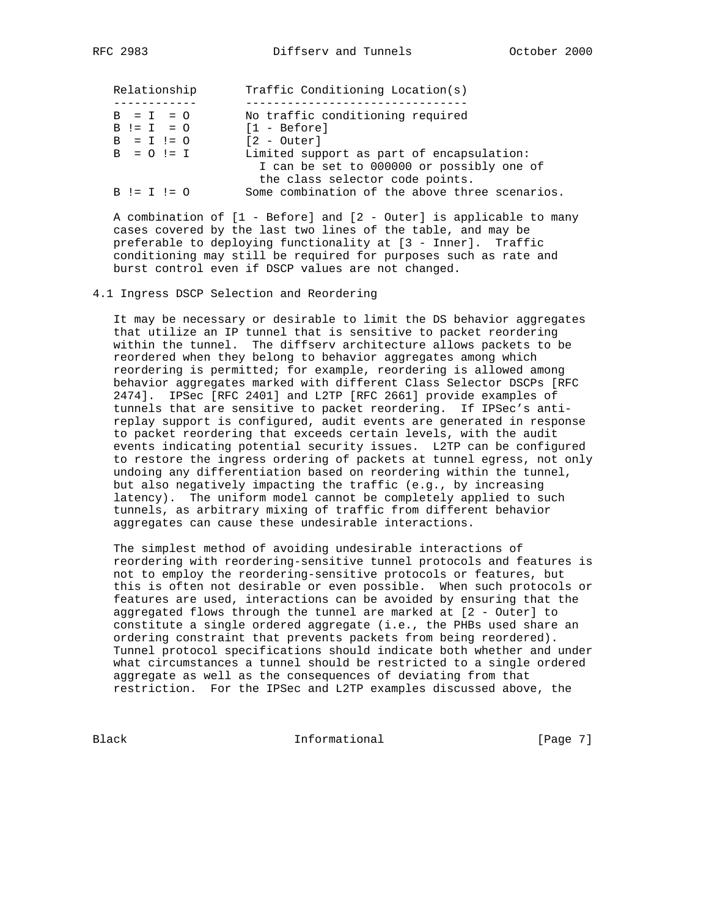| Relationship | Traffic Conditioning Location(s) |
| --- | --- |
| B = I = O | No traffic conditioning required |
| B != I = O | [1 - Before] |
| B = I != O | [2 - Outer] |
| B = O != I | Limited support as part of encapsulation: I can be set to 000000 or possibly one of the class selector code points. |
| B != I != O | Some combination of the above three scenarios. |

A combination of [1 - Before] and [2 - Outer] is applicable to many cases covered by the last two lines of the table, and may be preferable to deploying functionality at [3 - Inner]. Traffic conditioning may still be required for purposes such as rate and burst control even if DSCP values are not changed.

## 4.1 Ingress DSCP Selection and Reordering

It may be necessary or desirable to limit the DS behavior aggregates that utilize an IP tunnel that is sensitive to packet reordering within the tunnel. The diffserv architecture allows packets to be reordered when they belong to behavior aggregates among which reordering is permitted; for example, reordering is allowed among behavior aggregates marked with different Class Selector DSCPs [RFC 2474]. IPSec [RFC 2401] and L2TP [RFC 2661] provide examples of tunnels that are sensitive to packet reordering. If IPSec's anti-replay support is configured, audit events are generated in response to packet reordering that exceeds certain levels, with the audit events indicating potential security issues. L2TP can be configured to restore the ingress ordering of packets at tunnel egress, not only undoing any differentiation based on reordering within the tunnel, but also negatively impacting the traffic (e.g., by increasing latency). The uniform model cannot be completely applied to such tunnels, as arbitrary mixing of traffic from different behavior aggregates can cause these undesirable interactions.

The simplest method of avoiding undesirable interactions of reordering with reordering-sensitive tunnel protocols and features is not to employ the reordering-sensitive protocols or features, but this is often not desirable or even possible. When such protocols or features are used, interactions can be avoided by ensuring that the aggregated flows through the tunnel are marked at [2 - Outer] to constitute a single ordered aggregate (i.e., the PHBs used share an ordering constraint that prevents packets from being reordered). Tunnel protocol specifications should indicate both whether and under what circumstances a tunnel should be restricted to a single ordered aggregate as well as the consequences of deviating from that restriction. For the IPSec and L2TP examples discussed above, the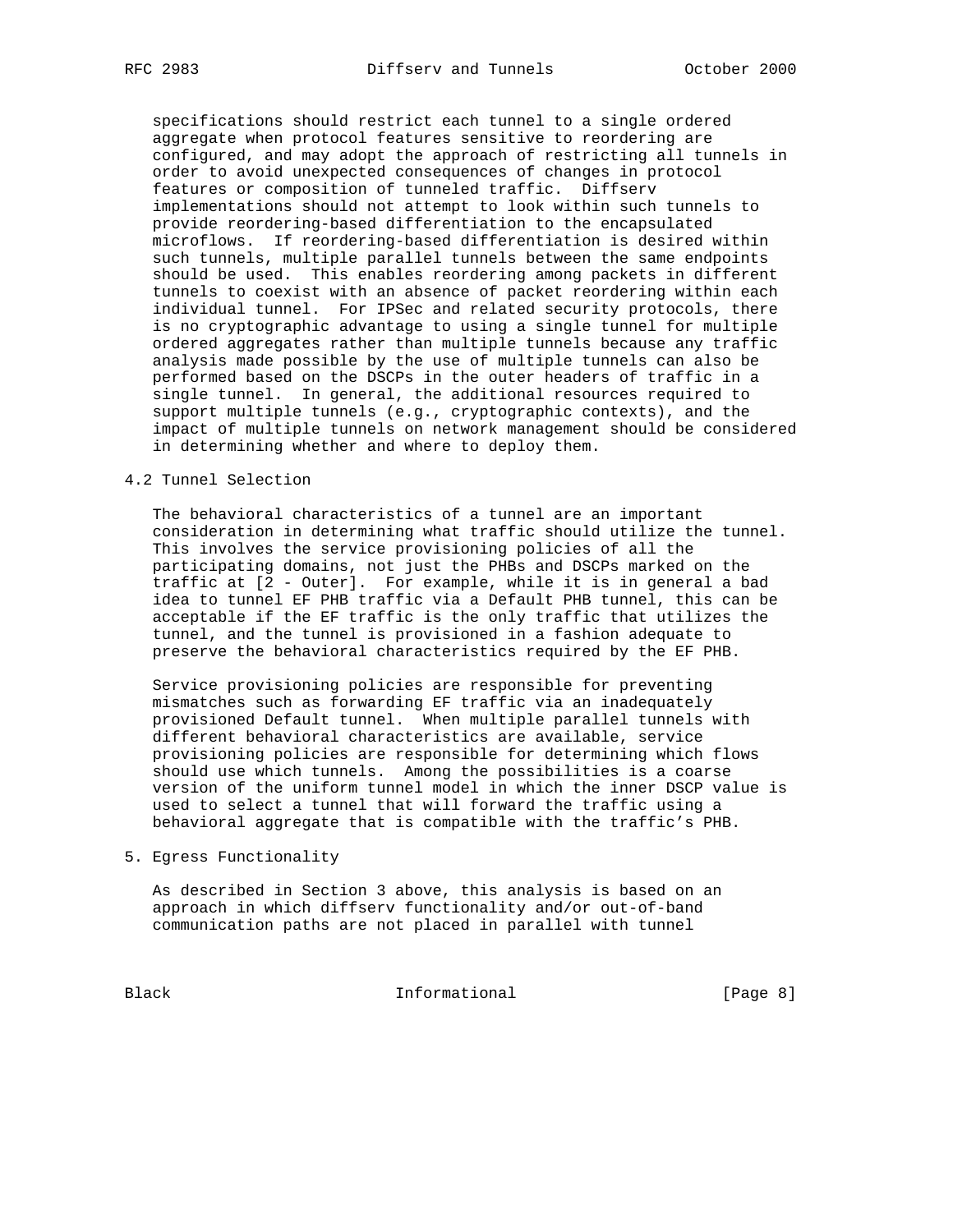specifications should restrict each tunnel to a single ordered aggregate when protocol features sensitive to reordering are configured, and may adopt the approach of restricting all tunnels in order to avoid unexpected consequences of changes in protocol features or composition of tunneled traffic. Diffserv implementations should not attempt to look within such tunnels to provide reordering-based differentiation to the encapsulated microflows. If reordering-based differentiation is desired within such tunnels, multiple parallel tunnels between the same endpoints should be used. This enables reordering among packets in different tunnels to coexist with an absence of packet reordering within each individual tunnel. For IPSec and related security protocols, there is no cryptographic advantage to using a single tunnel for multiple ordered aggregates rather than multiple tunnels because any traffic analysis made possible by the use of multiple tunnels can also be performed based on the DSCPs in the outer headers of traffic in a single tunnel. In general, the additional resources required to support multiple tunnels (e.g., cryptographic contexts), and the impact of multiple tunnels on network management should be considered in determining whether and where to deploy them.

## 4.2 Tunnel Selection

The behavioral characteristics of a tunnel are an important consideration in determining what traffic should utilize the tunnel. This involves the service provisioning policies of all the participating domains, not just the PHBs and DSCPs marked on the traffic at [2 - Outer]. For example, while it is in general a bad idea to tunnel EF PHB traffic via a Default PHB tunnel, this can be acceptable if the EF traffic is the only traffic that utilizes the tunnel, and the tunnel is provisioned in a fashion adequate to preserve the behavioral characteristics required by the EF PHB.

Service provisioning policies are responsible for preventing mismatches such as forwarding EF traffic via an inadequately provisioned Default tunnel. When multiple parallel tunnels with different behavioral characteristics are available, service provisioning policies are responsible for determining which flows should use which tunnels. Among the possibilities is a coarse version of the uniform tunnel model in which the inner DSCP value is used to select a tunnel that will forward the traffic using a behavioral aggregate that is compatible with the traffic's PHB.

# 5. Egress Functionality

As described in Section 3 above, this analysis is based on an approach in which diffserv functionality and/or out-of-band communication paths are not placed in parallel with tunnel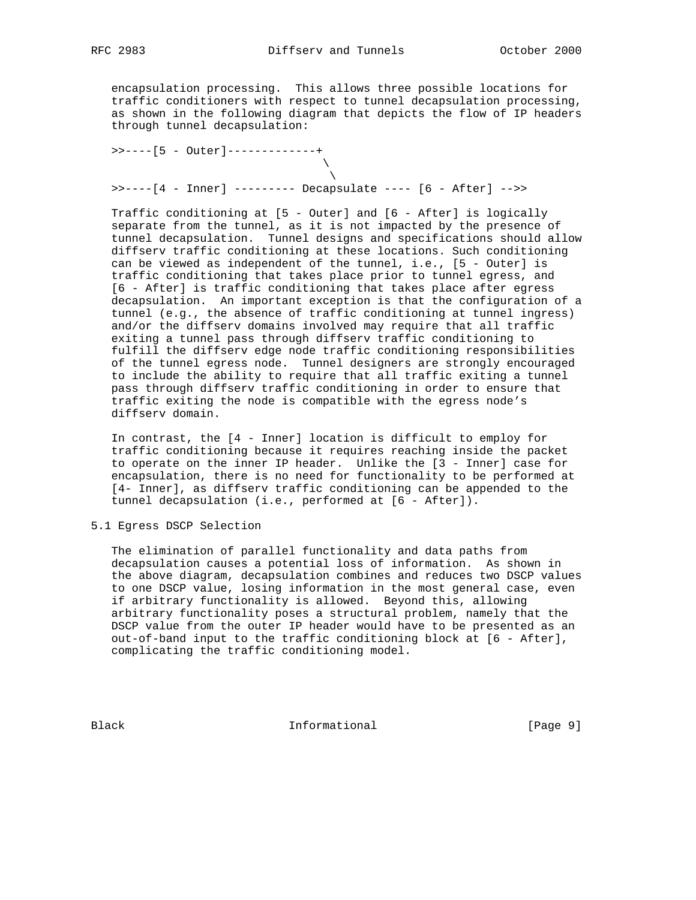encapsulation processing. This allows three possible locations for traffic conditioners with respect to tunnel decapsulation processing, as shown in the following diagram that depicts the flow of IP headers through tunnel decapsulation:

```
>>----[5 - Outer]-------------+
                               \
                                \
>>----[4 - Inner] --------- Decapsulate ---- [6 - After] -->>
```

Traffic conditioning at [5 - Outer] and [6 - After] is logically separate from the tunnel, as it is not impacted by the presence of tunnel decapsulation. Tunnel designs and specifications should allow diffserv traffic conditioning at these locations. Such conditioning can be viewed as independent of the tunnel, i.e., [5 - Outer] is traffic conditioning that takes place prior to tunnel egress, and [6 - After] is traffic conditioning that takes place after egress decapsulation. An important exception is that the configuration of a tunnel (e.g., the absence of traffic conditioning at tunnel ingress) and/or the diffserv domains involved may require that all traffic exiting a tunnel pass through diffserv traffic conditioning to fulfill the diffserv edge node traffic conditioning responsibilities of the tunnel egress node. Tunnel designers are strongly encouraged to include the ability to require that all traffic exiting a tunnel pass through diffserv traffic conditioning in order to ensure that traffic exiting the node is compatible with the egress node's diffserv domain.

In contrast, the [4 - Inner] location is difficult to employ for traffic conditioning because it requires reaching inside the packet to operate on the inner IP header. Unlike the [3 - Inner] case for encapsulation, there is no need for functionality to be performed at [4- Inner], as diffserv traffic conditioning can be appended to the tunnel decapsulation (i.e., performed at [6 - After]).

## 5.1 Egress DSCP Selection

The elimination of parallel functionality and data paths from decapsulation causes a potential loss of information. As shown in the above diagram, decapsulation combines and reduces two DSCP values to one DSCP value, losing information in the most general case, even if arbitrary functionality is allowed. Beyond this, allowing arbitrary functionality poses a structural problem, namely that the DSCP value from the outer IP header would have to be presented as an out-of-band input to the traffic conditioning block at [6 - After], complicating the traffic conditioning model.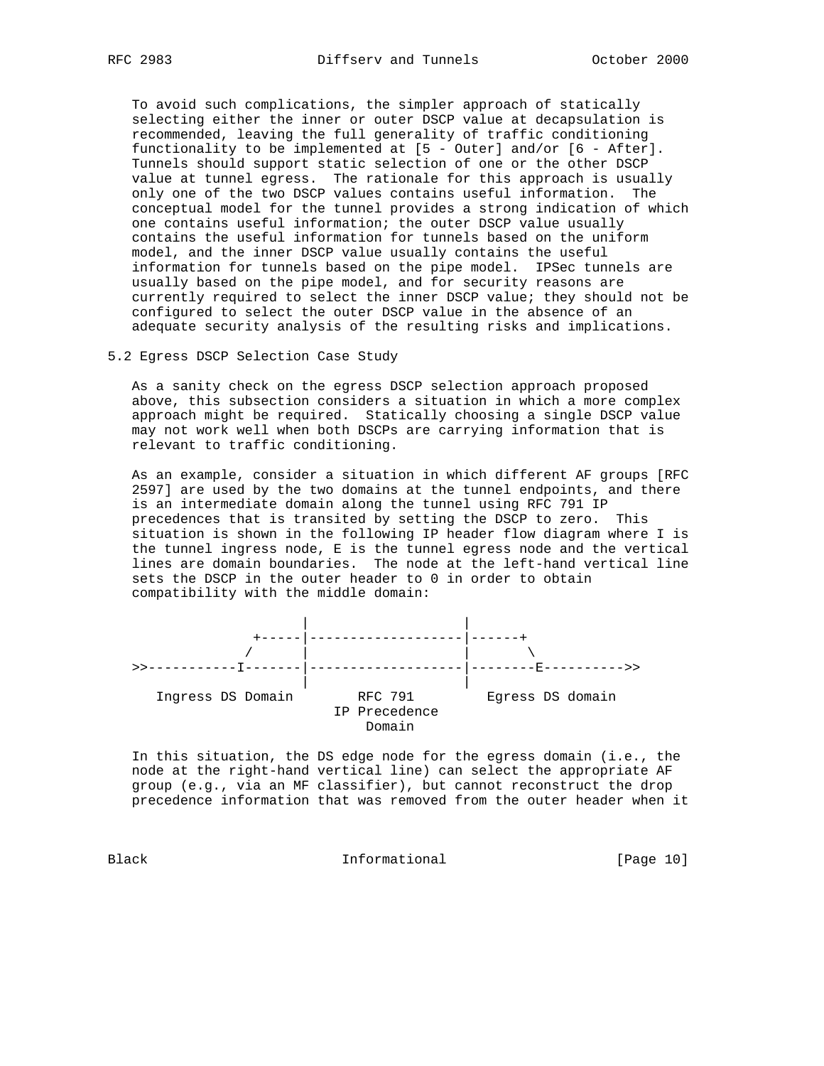To avoid such complications, the simpler approach of statically selecting either the inner or outer DSCP value at decapsulation is recommended, leaving the full generality of traffic conditioning functionality to be implemented at [5 - Outer] and/or [6 - After]. Tunnels should support static selection of one or the other DSCP value at tunnel egress. The rationale for this approach is usually only one of the two DSCP values contains useful information. The conceptual model for the tunnel provides a strong indication of which one contains useful information; the outer DSCP value usually contains the useful information for tunnels based on the uniform model, and the inner DSCP value usually contains the useful information for tunnels based on the pipe model. IPSec tunnels are usually based on the pipe model, and for security reasons are currently required to select the inner DSCP value; they should not be configured to select the outer DSCP value in the absence of an adequate security analysis of the resulting risks and implications.

## 5.2 Egress DSCP Selection Case Study

As a sanity check on the egress DSCP selection approach proposed above, this subsection considers a situation in which a more complex approach might be required. Statically choosing a single DSCP value may not work well when both DSCPs are carrying information that is relevant to traffic conditioning.

As an example, consider a situation in which different AF groups [RFC 2597] are used by the two domains at the tunnel endpoints, and there is an intermediate domain along the tunnel using RFC 791 IP precedences that is transited by setting the DSCP to zero. This situation is shown in the following IP header flow diagram where I is the tunnel ingress node, E is the tunnel egress node and the vertical lines are domain boundaries. The node at the left-hand vertical line sets the DSCP in the outer header to 0 in order to obtain compatibility with the middle domain:

```
                     |                   |
              +-----|-------------------|------+
             /      |                   |       \
>>-----------I-------|-------------------|--------E---------->>
                     |                   |
   Ingress DS Domain        RFC 791        Egress DS domain
                         IP Precedence
                             Domain
```

In this situation, the DS edge node for the egress domain (i.e., the node at the right-hand vertical line) can select the appropriate AF group (e.g., via an MF classifier), but cannot reconstruct the drop precedence information that was removed from the outer header when it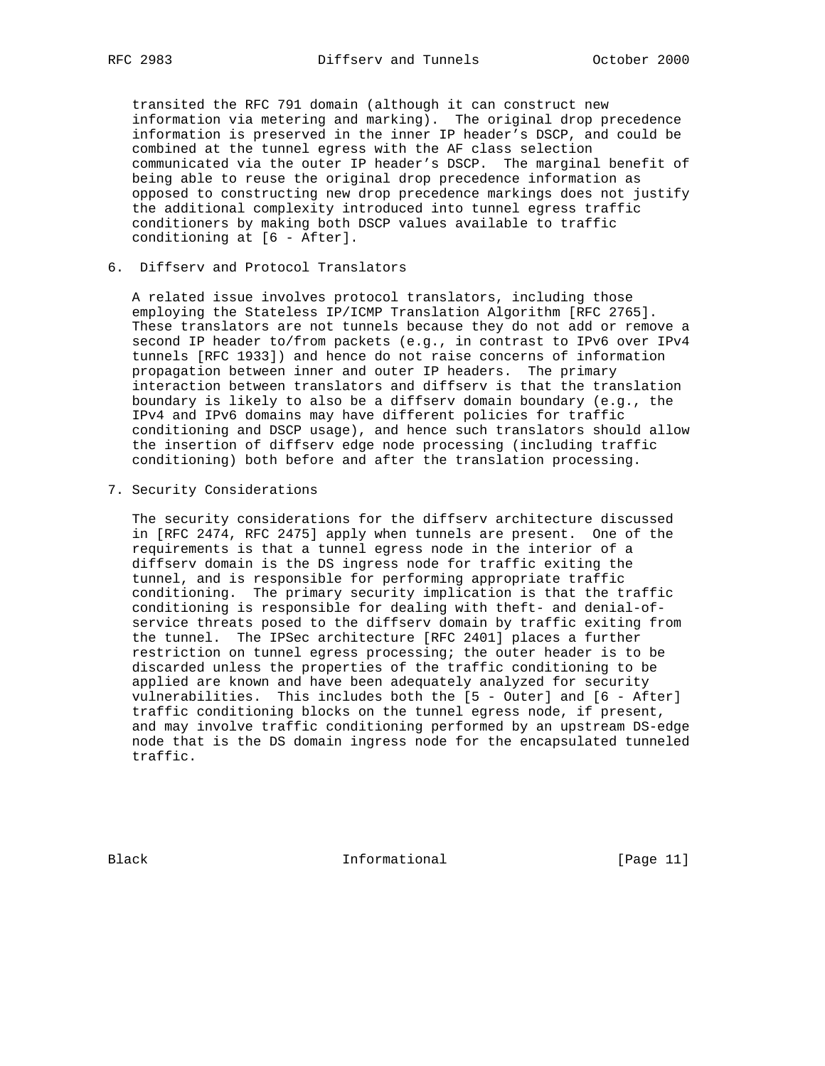transited the RFC 791 domain (although it can construct new information via metering and marking). The original drop precedence information is preserved in the inner IP header's DSCP, and could be combined at the tunnel egress with the AF class selection communicated via the outer IP header's DSCP. The marginal benefit of being able to reuse the original drop precedence information as opposed to constructing new drop precedence markings does not justify the additional complexity introduced into tunnel egress traffic conditioners by making both DSCP values available to traffic conditioning at [6 - After].

## 6. Diffserv and Protocol Translators

A related issue involves protocol translators, including those employing the Stateless IP/ICMP Translation Algorithm [RFC 2765]. These translators are not tunnels because they do not add or remove a second IP header to/from packets (e.g., in contrast to IPv6 over IPv4 tunnels [RFC 1933]) and hence do not raise concerns of information propagation between inner and outer IP headers. The primary interaction between translators and diffserv is that the translation boundary is likely to also be a diffserv domain boundary (e.g., the IPv4 and IPv6 domains may have different policies for traffic conditioning and DSCP usage), and hence such translators should allow the insertion of diffserv edge node processing (including traffic conditioning) both before and after the translation processing.

## 7. Security Considerations

The security considerations for the diffserv architecture discussed in [RFC 2474, RFC 2475] apply when tunnels are present. One of the requirements is that a tunnel egress node in the interior of a diffserv domain is the DS ingress node for traffic exiting the tunnel, and is responsible for performing appropriate traffic conditioning. The primary security implication is that the traffic conditioning is responsible for dealing with theft- and denial-of-service threats posed to the diffserv domain by traffic exiting from the tunnel. The IPSec architecture [RFC 2401] places a further restriction on tunnel egress processing; the outer header is to be discarded unless the properties of the traffic conditioning to be applied are known and have been adequately analyzed for security vulnerabilities. This includes both the [5 - Outer] and [6 - After] traffic conditioning blocks on the tunnel egress node, if present, and may involve traffic conditioning performed by an upstream DS-edge node that is the DS domain ingress node for the encapsulated tunneled traffic.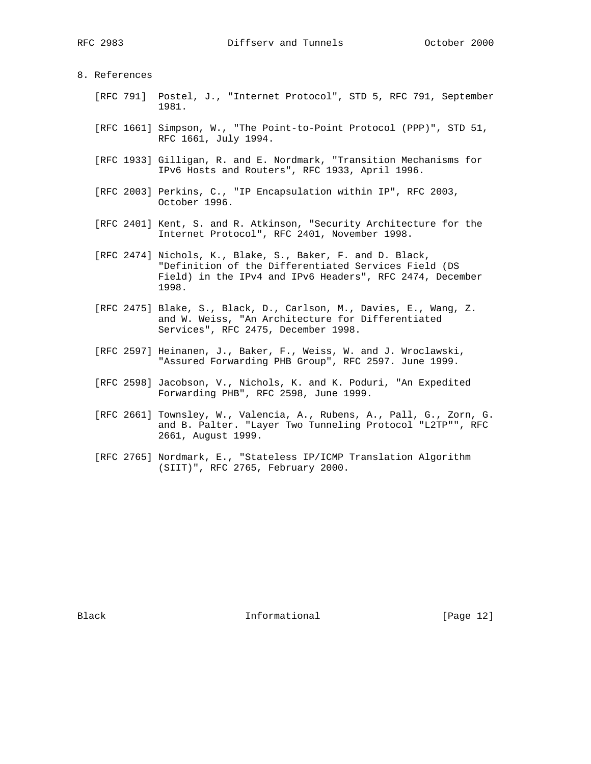## 8. References

[RFC 791] Postel, J., "Internet Protocol", STD 5, RFC 791, September 1981.

[RFC 1661] Simpson, W., "The Point-to-Point Protocol (PPP)", STD 51, RFC 1661, July 1994.

[RFC 1933] Gilligan, R. and E. Nordmark, "Transition Mechanisms for IPv6 Hosts and Routers", RFC 1933, April 1996.

[RFC 2003] Perkins, C., "IP Encapsulation within IP", RFC 2003, October 1996.

[RFC 2401] Kent, S. and R. Atkinson, "Security Architecture for the Internet Protocol", RFC 2401, November 1998.

[RFC 2474] Nichols, K., Blake, S., Baker, F. and D. Black, "Definition of the Differentiated Services Field (DS Field) in the IPv4 and IPv6 Headers", RFC 2474, December 1998.

[RFC 2475] Blake, S., Black, D., Carlson, M., Davies, E., Wang, Z. and W. Weiss, "An Architecture for Differentiated Services", RFC 2475, December 1998.

[RFC 2597] Heinanen, J., Baker, F., Weiss, W. and J. Wroclawski, "Assured Forwarding PHB Group", RFC 2597. June 1999.

[RFC 2598] Jacobson, V., Nichols, K. and K. Poduri, "An Expedited Forwarding PHB", RFC 2598, June 1999.

[RFC 2661] Townsley, W., Valencia, A., Rubens, A., Pall, G., Zorn, G. and B. Palter. "Layer Two Tunneling Protocol "L2TP"", RFC 2661, August 1999.

[RFC 2765] Nordmark, E., "Stateless IP/ICMP Translation Algorithm (SIIT)", RFC 2765, February 2000.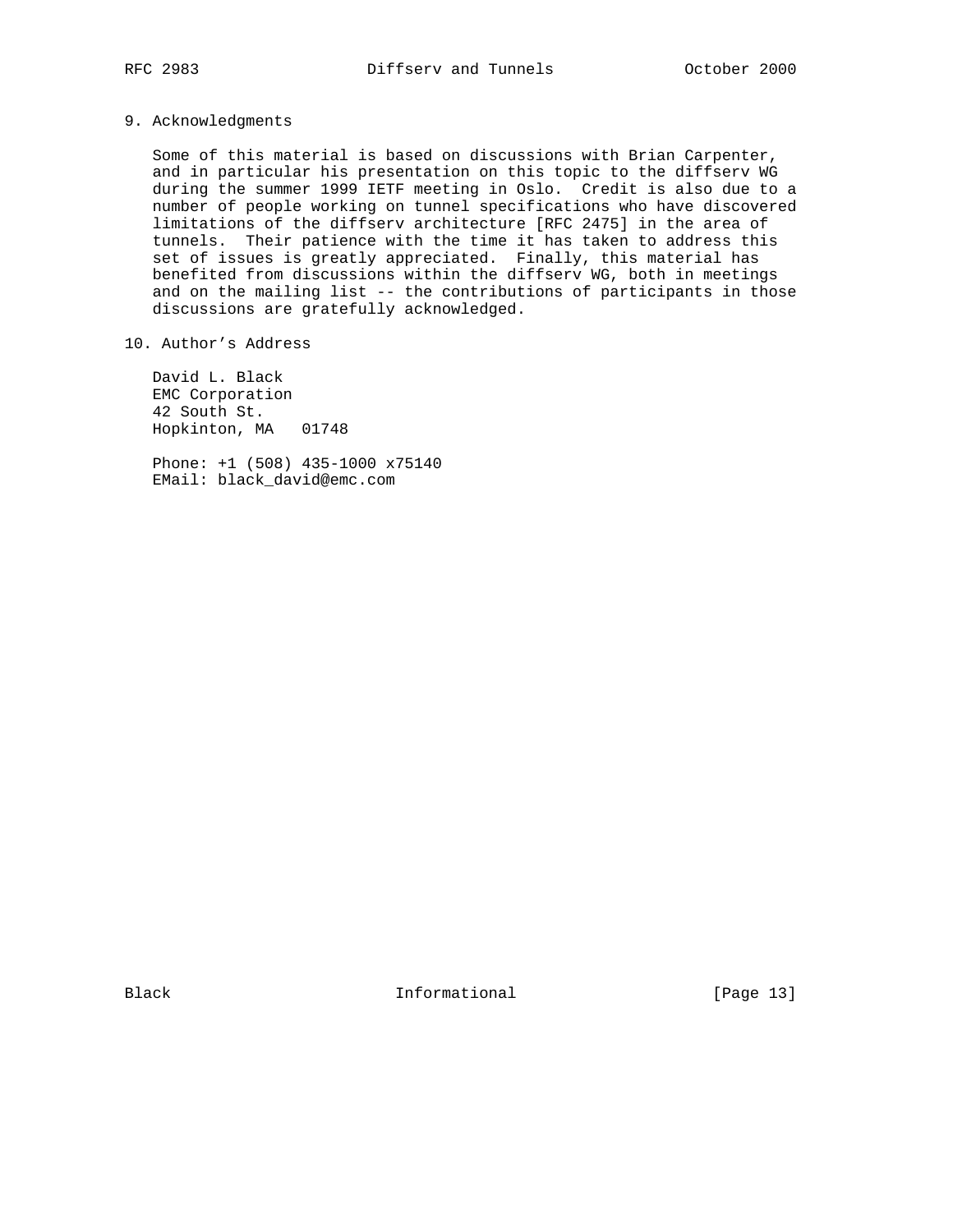## 9. Acknowledgments

Some of this material is based on discussions with Brian Carpenter, and in particular his presentation on this topic to the diffserv WG during the summer 1999 IETF meeting in Oslo. Credit is also due to a number of people working on tunnel specifications who have discovered limitations of the diffserv architecture [RFC 2475] in the area of tunnels. Their patience with the time it has taken to address this set of issues is greatly appreciated. Finally, this material has benefited from discussions within the diffserv WG, both in meetings and on the mailing list -- the contributions of participants in those discussions are gratefully acknowledged.

## 10. Author's Address

David L. Black
EMC Corporation
42 South St.
Hopkinton, MA 01748

Phone: +1 (508) 435-1000 x75140
EMail: black_david@emc.com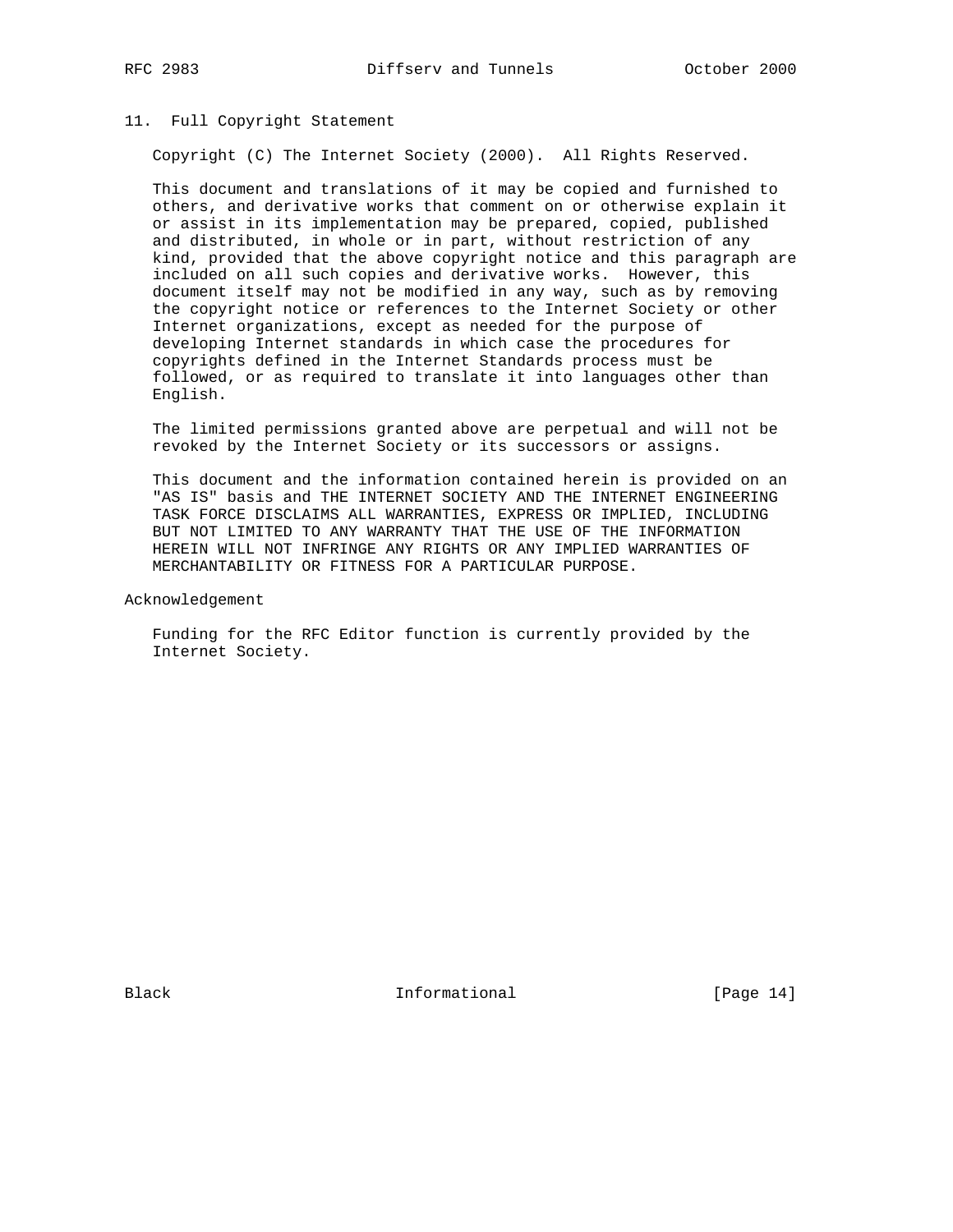## 11. Full Copyright Statement

Copyright (C) The Internet Society (2000). All Rights Reserved.

This document and translations of it may be copied and furnished to others, and derivative works that comment on or otherwise explain it or assist in its implementation may be prepared, copied, published and distributed, in whole or in part, without restriction of any kind, provided that the above copyright notice and this paragraph are included on all such copies and derivative works. However, this document itself may not be modified in any way, such as by removing the copyright notice or references to the Internet Society or other Internet organizations, except as needed for the purpose of developing Internet standards in which case the procedures for copyrights defined in the Internet Standards process must be followed, or as required to translate it into languages other than English.

The limited permissions granted above are perpetual and will not be revoked by the Internet Society or its successors or assigns.

This document and the information contained herein is provided on an "AS IS" basis and THE INTERNET SOCIETY AND THE INTERNET ENGINEERING TASK FORCE DISCLAIMS ALL WARRANTIES, EXPRESS OR IMPLIED, INCLUDING BUT NOT LIMITED TO ANY WARRANTY THAT THE USE OF THE INFORMATION HEREIN WILL NOT INFRINGE ANY RIGHTS OR ANY IMPLIED WARRANTIES OF MERCHANTABILITY OR FITNESS FOR A PARTICULAR PURPOSE.

## Acknowledgement

Funding for the RFC Editor function is currently provided by the Internet Society.